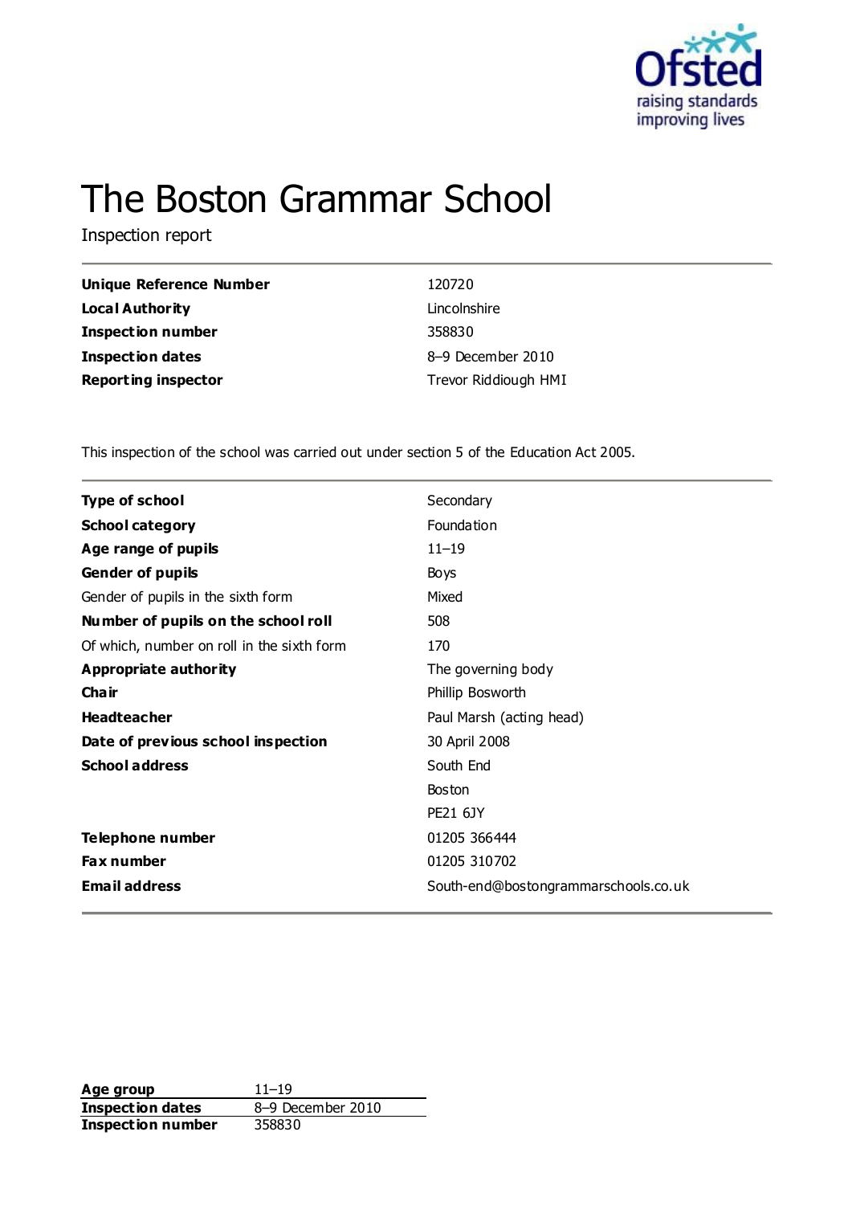# The Boston Grammar School

Inspection report

| | |
|---|---|
| **Unique Reference Number** | 120720 |
| **Local Authority** | Lincolnshire |
| **Inspection number** | 358830 |
| **Inspection dates** | 8–9 December 2010 |
| **Reporting inspector** | Trevor Riddiough HMI |

This inspection of the school was carried out under section 5 of the Education Act 2005.

| | |
|---|---|
| **Type of school** | Secondary |
| **School category** | Foundation |
| **Age range of pupils** | 11–19 |
| **Gender of pupils** | Boys |
| Gender of pupils in the sixth form | Mixed |
| **Number of pupils on the school roll** | 508 |
| Of which, number on roll in the sixth form | 170 |
| **Appropriate authority** | The governing body |
| **Chair** | Phillip Bosworth |
| **Headteacher** | Paul Marsh (acting head) |
| **Date of previous school inspection** | 30 April 2008 |
| **School address** | South End<br>Boston<br>PE21 6JY |
| **Telephone number** | 01205 366444 |
| **Fax number** | 01205 310702 |
| **Email address** | South-end@bostongrammarschools.co.uk |

| | |
|---|---|
| **Age group** | 11–19 |
| **Inspection dates** | 8–9 December 2010 |
| **Inspection number** | 358830 |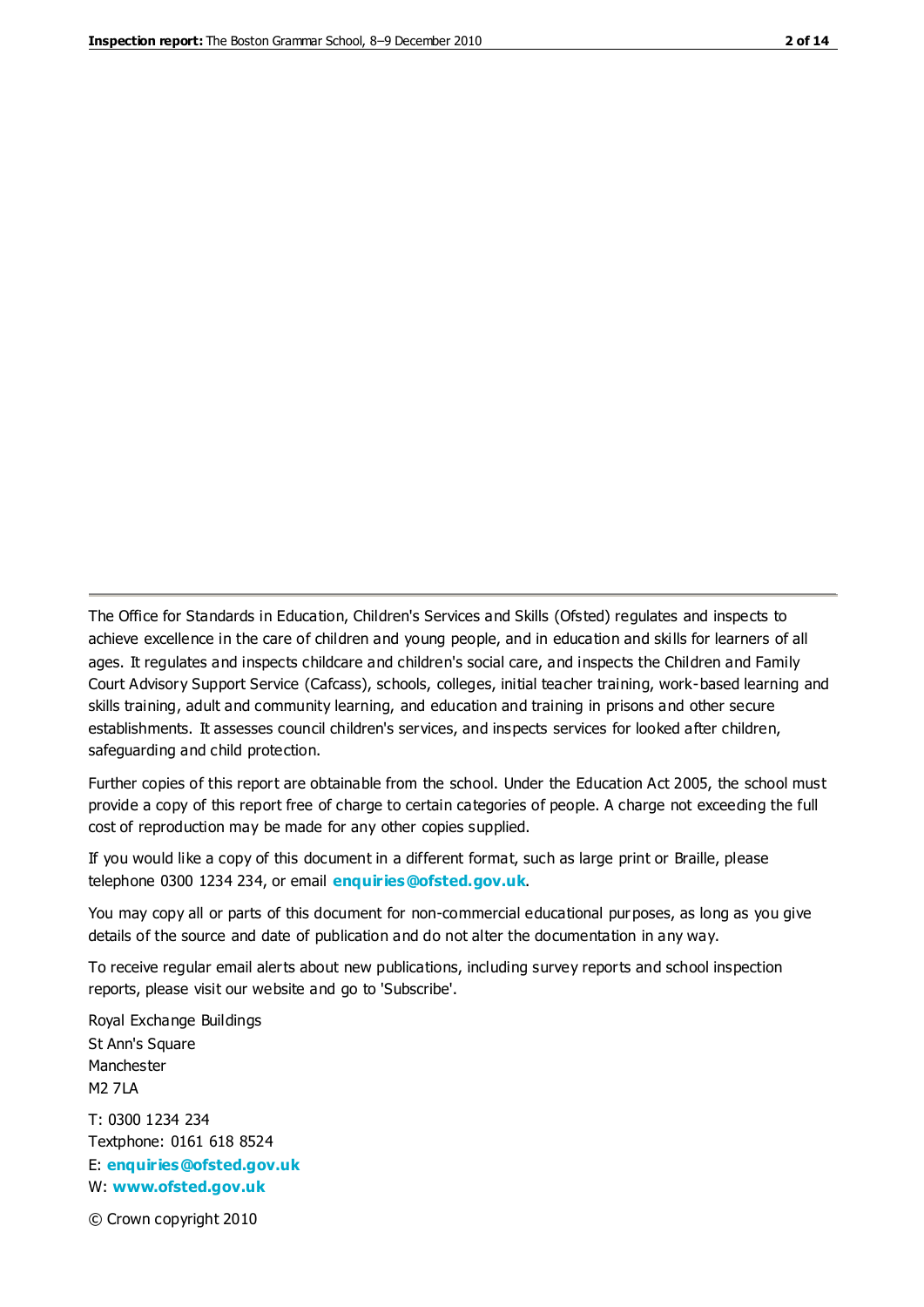The Office for Standards in Education, Children's Services and Skills (Ofsted) regulates and inspects to achieve excellence in the care of children and young people, and in education and skills for learners of all ages. It regulates and inspects childcare and children's social care, and inspects the Children and Family Court Advisory Support Service (Cafcass), schools, colleges, initial teacher training, work-based learning and skills training, adult and community learning, and education and training in prisons and other secure establishments. It assesses council children's services, and inspects services for looked after children, safeguarding and child protection.

Further copies of this report are obtainable from the school. Under the Education Act 2005, the school must provide a copy of this report free of charge to certain categories of people. A charge not exceeding the full cost of reproduction may be made for any other copies supplied.

If you would like a copy of this document in a different format, such as large print or Braille, please telephone 0300 1234 234, or email **enquiries@ofsted.gov.uk**.

You may copy all or parts of this document for non-commercial educational purposes, as long as you give details of the source and date of publication and do not alter the documentation in any way.

To receive regular email alerts about new publications, including survey reports and school inspection reports, please visit our website and go to 'Subscribe'.

Royal Exchange Buildings
St Ann's Square
Manchester
M2 7LA

T: 0300 1234 234
Textphone: 0161 618 8524
E: **enquiries@ofsted.gov.uk**
W: **www.ofsted.gov.uk**

© Crown copyright 2010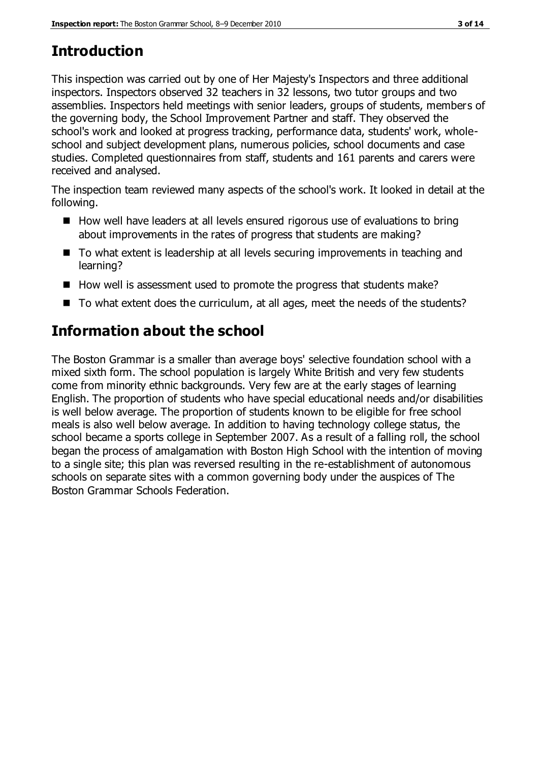## Introduction

This inspection was carried out by one of Her Majesty's Inspectors and three additional inspectors. Inspectors observed 32 teachers in 32 lessons, two tutor groups and two assemblies. Inspectors held meetings with senior leaders, groups of students, members of the governing body, the School Improvement Partner and staff. They observed the school's work and looked at progress tracking, performance data, students' work, whole-school and subject development plans, numerous policies, school documents and case studies. Completed questionnaires from staff, students and 161 parents and carers were received and analysed.

The inspection team reviewed many aspects of the school's work. It looked in detail at the following.

- How well have leaders at all levels ensured rigorous use of evaluations to bring about improvements in the rates of progress that students are making?
- To what extent is leadership at all levels securing improvements in teaching and learning?
- How well is assessment used to promote the progress that students make?
- To what extent does the curriculum, at all ages, meet the needs of the students?

## Information about the school

The Boston Grammar is a smaller than average boys' selective foundation school with a mixed sixth form. The school population is largely White British and very few students come from minority ethnic backgrounds. Very few are at the early stages of learning English. The proportion of students who have special educational needs and/or disabilities is well below average. The proportion of students known to be eligible for free school meals is also well below average. In addition to having technology college status, the school became a sports college in September 2007. As a result of a falling roll, the school began the process of amalgamation with Boston High School with the intention of moving to a single site; this plan was reversed resulting in the re-establishment of autonomous schools on separate sites with a common governing body under the auspices of The Boston Grammar Schools Federation.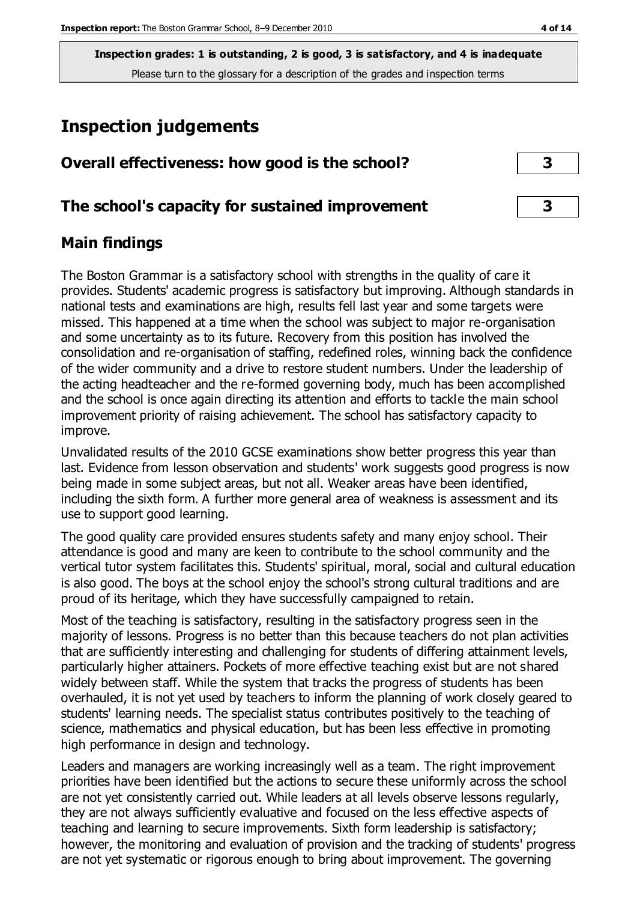**Inspection grades: 1 is outstanding, 2 is good, 3 is satisfactory, and 4 is inadequate**
Please turn to the glossary for a description of the grades and inspection terms

## Inspection judgements

| | |
|---|---|
| **Overall effectiveness: how good is the school?** | **3** |
| **The school's capacity for sustained improvement** | **3** |

### Main findings

The Boston Grammar is a satisfactory school with strengths in the quality of care it provides. Students' academic progress is satisfactory but improving. Although standards in national tests and examinations are high, results fell last year and some targets were missed. This happened at a time when the school was subject to major re-organisation and some uncertainty as to its future. Recovery from this position has involved the consolidation and re-organisation of staffing, redefined roles, winning back the confidence of the wider community and a drive to restore student numbers. Under the leadership of the acting headteacher and the re-formed governing body, much has been accomplished and the school is once again directing its attention and efforts to tackle the main school improvement priority of raising achievement. The school has satisfactory capacity to improve.

Unvalidated results of the 2010 GCSE examinations show better progress this year than last. Evidence from lesson observation and students' work suggests good progress is now being made in some subject areas, but not all. Weaker areas have been identified, including the sixth form. A further more general area of weakness is assessment and its use to support good learning.

The good quality care provided ensures students safety and many enjoy school. Their attendance is good and many are keen to contribute to the school community and the vertical tutor system facilitates this. Students' spiritual, moral, social and cultural education is also good. The boys at the school enjoy the school's strong cultural traditions and are proud of its heritage, which they have successfully campaigned to retain.

Most of the teaching is satisfactory, resulting in the satisfactory progress seen in the majority of lessons. Progress is no better than this because teachers do not plan activities that are sufficiently interesting and challenging for students of differing attainment levels, particularly higher attainers. Pockets of more effective teaching exist but are not shared widely between staff. While the system that tracks the progress of students has been overhauled, it is not yet used by teachers to inform the planning of work closely geared to students' learning needs. The specialist status contributes positively to the teaching of science, mathematics and physical education, but has been less effective in promoting high performance in design and technology.

Leaders and managers are working increasingly well as a team. The right improvement priorities have been identified but the actions to secure these uniformly across the school are not yet consistently carried out. While leaders at all levels observe lessons regularly, they are not always sufficiently evaluative and focused on the less effective aspects of teaching and learning to secure improvements. Sixth form leadership is satisfactory; however, the monitoring and evaluation of provision and the tracking of students' progress are not yet systematic or rigorous enough to bring about improvement. The governing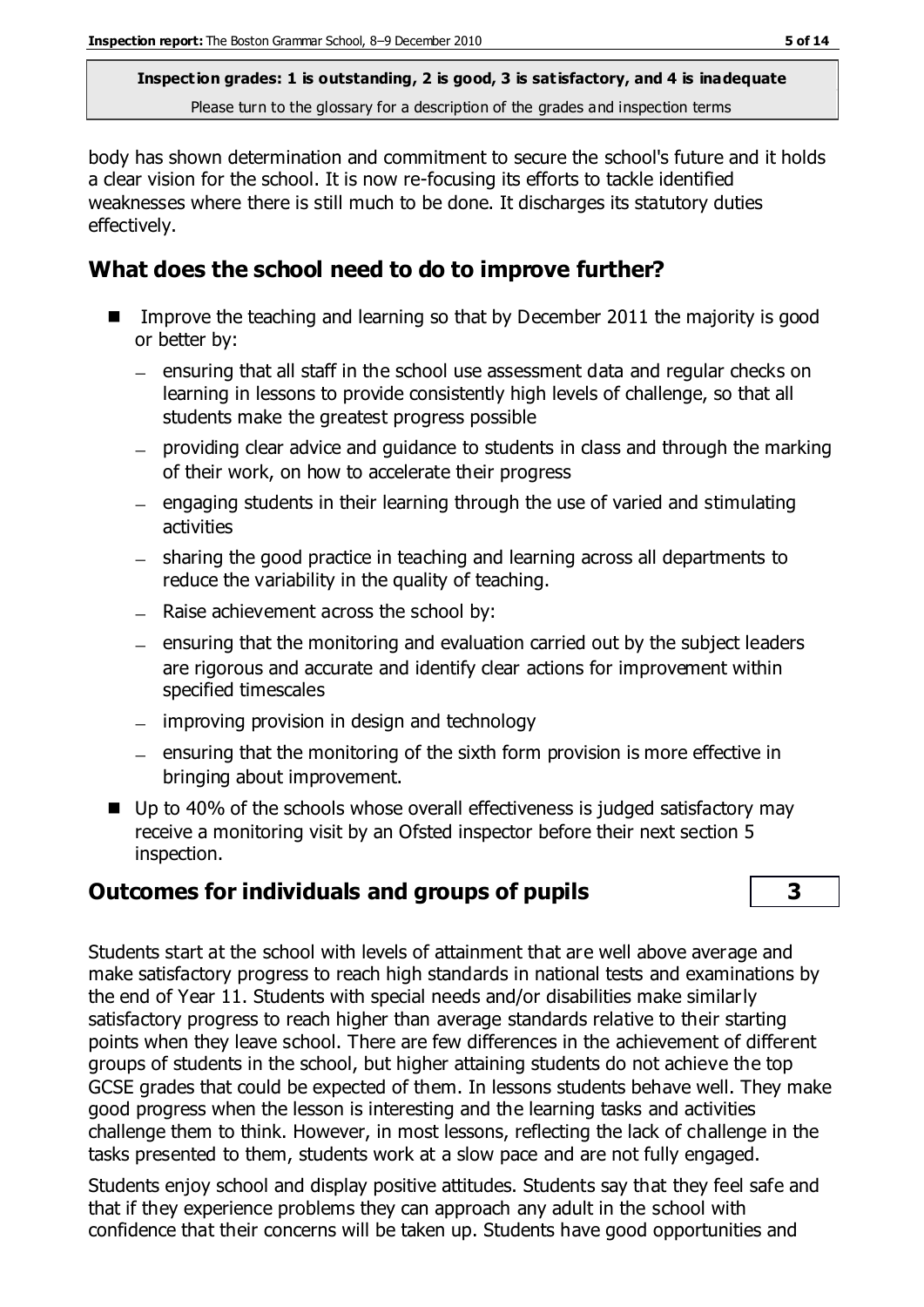body has shown determination and commitment to secure the school's future and it holds a clear vision for the school. It is now re-focusing its efforts to tackle identified weaknesses where there is still much to be done. It discharges its statutory duties effectively.

## What does the school need to do to improve further?

- Improve the teaching and learning so that by December 2011 the majority is good or better by:
  - ensuring that all staff in the school use assessment data and regular checks on learning in lessons to provide consistently high levels of challenge, so that all students make the greatest progress possible
  - providing clear advice and guidance to students in class and through the marking of their work, on how to accelerate their progress
  - engaging students in their learning through the use of varied and stimulating activities
  - sharing the good practice in teaching and learning across all departments to reduce the variability in the quality of teaching.
  - Raise achievement across the school by:
  - ensuring that the monitoring and evaluation carried out by the subject leaders are rigorous and accurate and identify clear actions for improvement within specified timescales
  - improving provision in design and technology
  - ensuring that the monitoring of the sixth form provision is more effective in bringing about improvement.
- Up to 40% of the schools whose overall effectiveness is judged satisfactory may receive a monitoring visit by an Ofsted inspector before their next section 5 inspection.

## Outcomes for individuals and groups of pupils | 3

Students start at the school with levels of attainment that are well above average and make satisfactory progress to reach high standards in national tests and examinations by the end of Year 11. Students with special needs and/or disabilities make similarly satisfactory progress to reach higher than average standards relative to their starting points when they leave school. There are few differences in the achievement of different groups of students in the school, but higher attaining students do not achieve the top GCSE grades that could be expected of them. In lessons students behave well. They make good progress when the lesson is interesting and the learning tasks and activities challenge them to think. However, in most lessons, reflecting the lack of challenge in the tasks presented to them, students work at a slow pace and are not fully engaged.

Students enjoy school and display positive attitudes. Students say that they feel safe and that if they experience problems they can approach any adult in the school with confidence that their concerns will be taken up. Students have good opportunities and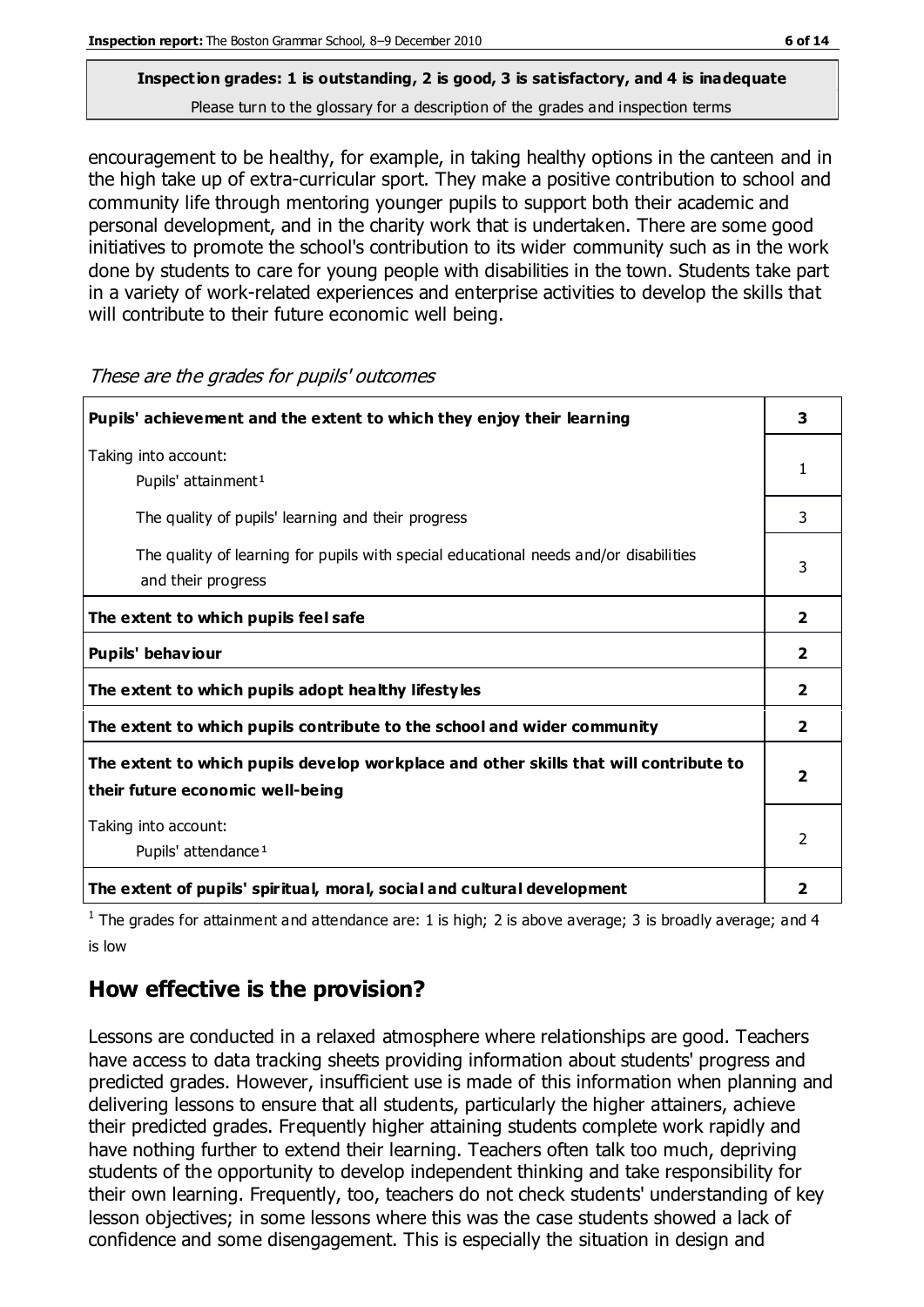encouragement to be healthy, for example, in taking healthy options in the canteen and in the high take up of extra-curricular sport. They make a positive contribution to school and community life through mentoring younger pupils to support both their academic and personal development, and in the charity work that is undertaken. There are some good initiatives to promote the school's contribution to its wider community such as in the work done by students to care for young people with disabilities in the town. Students take part in a variety of work-related experiences and enterprise activities to develop the skills that will contribute to their future economic well being.

*These are the grades for pupils' outcomes*

| | |
|---|---|
| **Pupils' achievement and the extent to which they enjoy their learning** | **3** |
| Taking into account: Pupils' attainment[1] | 1 |
| The quality of pupils' learning and their progress | 3 |
| The quality of learning for pupils with special educational needs and/or disabilities and their progress | 3 |
| **The extent to which pupils feel safe** | **2** |
| **Pupils' behaviour** | **2** |
| **The extent to which pupils adopt healthy lifestyles** | **2** |
| **The extent to which pupils contribute to the school and wider community** | **2** |
| **The extent to which pupils develop workplace and other skills that will contribute to their future economic well-being** | **2** |
| Taking into account: Pupils' attendance[1] | 2 |
| **The extent of pupils' spiritual, moral, social and cultural development** | **2** |

[1] The grades for attainment and attendance are: 1 is high; 2 is above average; 3 is broadly average; and 4 is low

## How effective is the provision?

Lessons are conducted in a relaxed atmosphere where relationships are good. Teachers have access to data tracking sheets providing information about students' progress and predicted grades. However, insufficient use is made of this information when planning and delivering lessons to ensure that all students, particularly the higher attainers, achieve their predicted grades. Frequently higher attaining students complete work rapidly and have nothing further to extend their learning. Teachers often talk too much, depriving students of the opportunity to develop independent thinking and take responsibility for their own learning. Frequently, too, teachers do not check students' understanding of key lesson objectives; in some lessons where this was the case students showed a lack of confidence and some disengagement. This is especially the situation in design and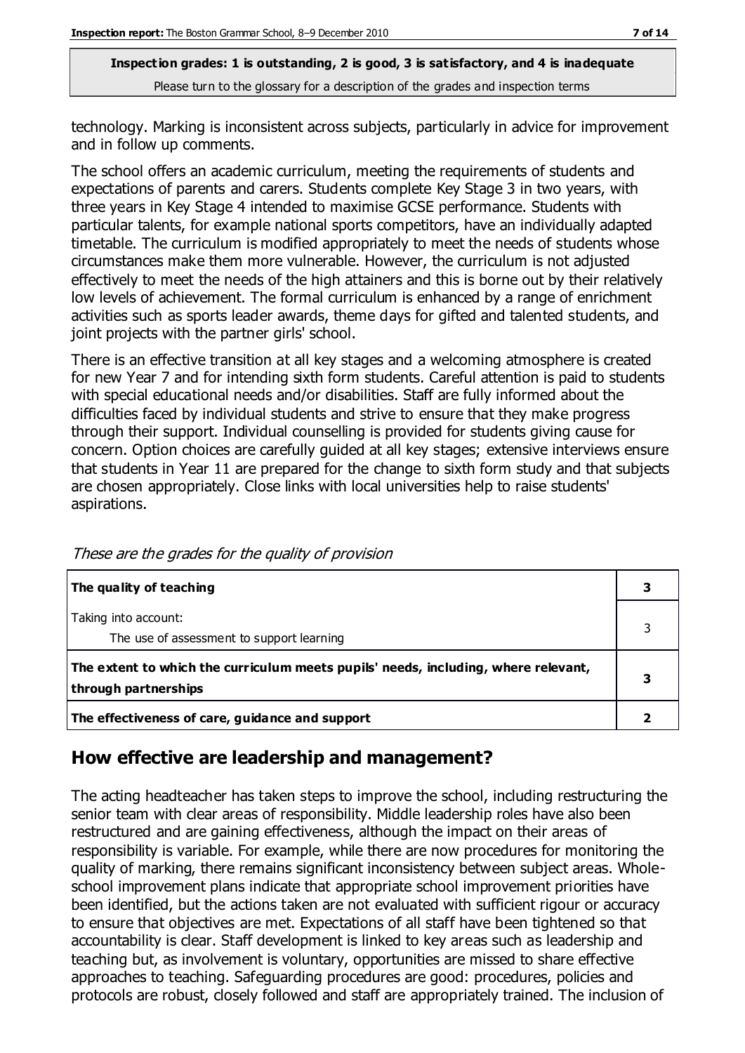technology. Marking is inconsistent across subjects, particularly in advice for improvement and in follow up comments.

The school offers an academic curriculum, meeting the requirements of students and expectations of parents and carers. Students complete Key Stage 3 in two years, with three years in Key Stage 4 intended to maximise GCSE performance. Students with particular talents, for example national sports competitors, have an individually adapted timetable. The curriculum is modified appropriately to meet the needs of students whose circumstances make them more vulnerable. However, the curriculum is not adjusted effectively to meet the needs of the high attainers and this is borne out by their relatively low levels of achievement. The formal curriculum is enhanced by a range of enrichment activities such as sports leader awards, theme days for gifted and talented students, and joint projects with the partner girls' school.

There is an effective transition at all key stages and a welcoming atmosphere is created for new Year 7 and for intending sixth form students. Careful attention is paid to students with special educational needs and/or disabilities. Staff are fully informed about the difficulties faced by individual students and strive to ensure that they make progress through their support. Individual counselling is provided for students giving cause for concern. Option choices are carefully guided at all key stages; extensive interviews ensure that students in Year 11 are prepared for the change to sixth form study and that subjects are chosen appropriately. Close links with local universities help to raise students' aspirations.

*These are the grades for the quality of provision*

| | |
|---|---|
| **The quality of teaching** | **3** |
| Taking into account: The use of assessment to support learning | 3 |
| **The extent to which the curriculum meets pupils' needs, including, where relevant, through partnerships** | **3** |
| **The effectiveness of care, guidance and support** | **2** |

## How effective are leadership and management?

The acting headteacher has taken steps to improve the school, including restructuring the senior team with clear areas of responsibility. Middle leadership roles have also been restructured and are gaining effectiveness, although the impact on their areas of responsibility is variable. For example, while there are now procedures for monitoring the quality of marking, there remains significant inconsistency between subject areas. Whole-school improvement plans indicate that appropriate school improvement priorities have been identified, but the actions taken are not evaluated with sufficient rigour or accuracy to ensure that objectives are met. Expectations of all staff have been tightened so that accountability is clear. Staff development is linked to key areas such as leadership and teaching but, as involvement is voluntary, opportunities are missed to share effective approaches to teaching. Safeguarding procedures are good: procedures, policies and protocols are robust, closely followed and staff are appropriately trained. The inclusion of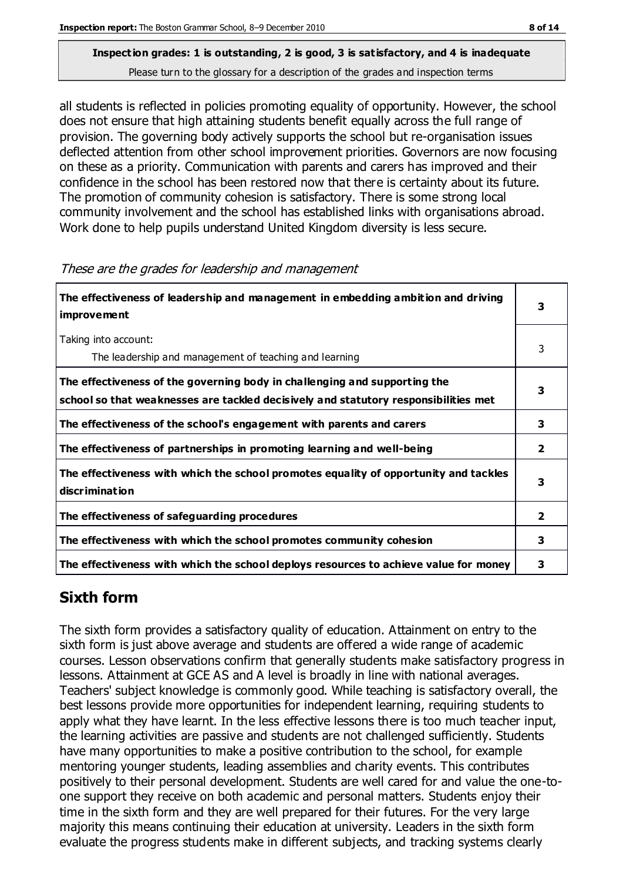all students is reflected in policies promoting equality of opportunity. However, the school does not ensure that high attaining students benefit equally across the full range of provision. The governing body actively supports the school but re-organisation issues deflected attention from other school improvement priorities. Governors are now focusing on these as a priority. Communication with parents and carers has improved and their confidence in the school has been restored now that there is certainty about its future. The promotion of community cohesion is satisfactory. There is some strong local community involvement and the school has established links with organisations abroad. Work done to help pupils understand United Kingdom diversity is less secure.

*These are the grades for leadership and management*

| | |
|---|---|
| **The effectiveness of leadership and management in embedding ambition and driving improvement** | **3** |
| Taking into account:<br>The leadership and management of teaching and learning | 3 |
| **The effectiveness of the governing body in challenging and supporting the school so that weaknesses are tackled decisively and statutory responsibilities met** | **3** |
| **The effectiveness of the school's engagement with parents and carers** | **3** |
| **The effectiveness of partnerships in promoting learning and well-being** | **2** |
| **The effectiveness with which the school promotes equality of opportunity and tackles discrimination** | **3** |
| **The effectiveness of safeguarding procedures** | **2** |
| **The effectiveness with which the school promotes community cohesion** | **3** |
| **The effectiveness with which the school deploys resources to achieve value for money** | **3** |

## Sixth form

The sixth form provides a satisfactory quality of education. Attainment on entry to the sixth form is just above average and students are offered a wide range of academic courses. Lesson observations confirm that generally students make satisfactory progress in lessons. Attainment at GCE AS and A level is broadly in line with national averages. Teachers' subject knowledge is commonly good. While teaching is satisfactory overall, the best lessons provide more opportunities for independent learning, requiring students to apply what they have learnt. In the less effective lessons there is too much teacher input, the learning activities are passive and students are not challenged sufficiently. Students have many opportunities to make a positive contribution to the school, for example mentoring younger students, leading assemblies and charity events. This contributes positively to their personal development. Students are well cared for and value the one-to-one support they receive on both academic and personal matters. Students enjoy their time in the sixth form and they are well prepared for their futures. For the very large majority this means continuing their education at university. Leaders in the sixth form evaluate the progress students make in different subjects, and tracking systems clearly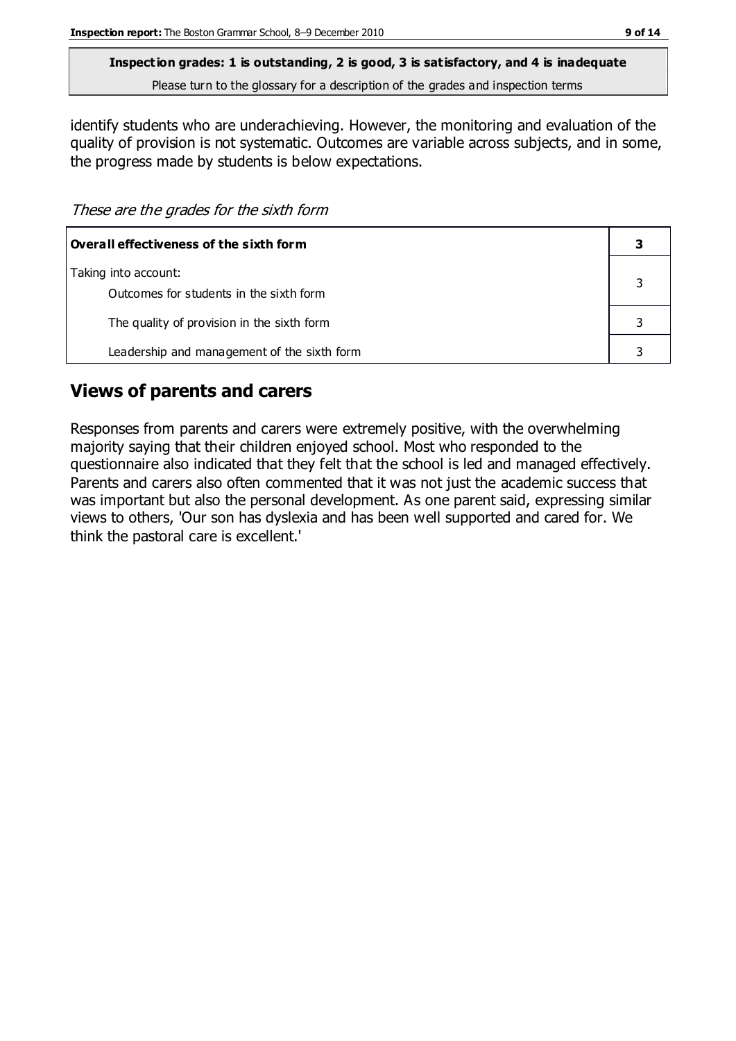**Inspection grades: 1 is outstanding, 2 is good, 3 is satisfactory, and 4 is inadequate**
Please turn to the glossary for a description of the grades and inspection terms

identify students who are underachieving. However, the monitoring and evaluation of the quality of provision is not systematic. Outcomes are variable across subjects, and in some, the progress made by students is below expectations.

*These are the grades for the sixth form*

| **Overall effectiveness of the sixth form** | **3** |
|---|---|
| Taking into account:<br>Outcomes for students in the sixth form | 3 |
| The quality of provision in the sixth form | 3 |
| Leadership and management of the sixth form | 3 |

## Views of parents and carers

Responses from parents and carers were extremely positive, with the overwhelming majority saying that their children enjoyed school. Most who responded to the questionnaire also indicated that they felt that the school is led and managed effectively. Parents and carers also often commented that it was not just the academic success that was important but also the personal development. As one parent said, expressing similar views to others, 'Our son has dyslexia and has been well supported and cared for. We think the pastoral care is excellent.'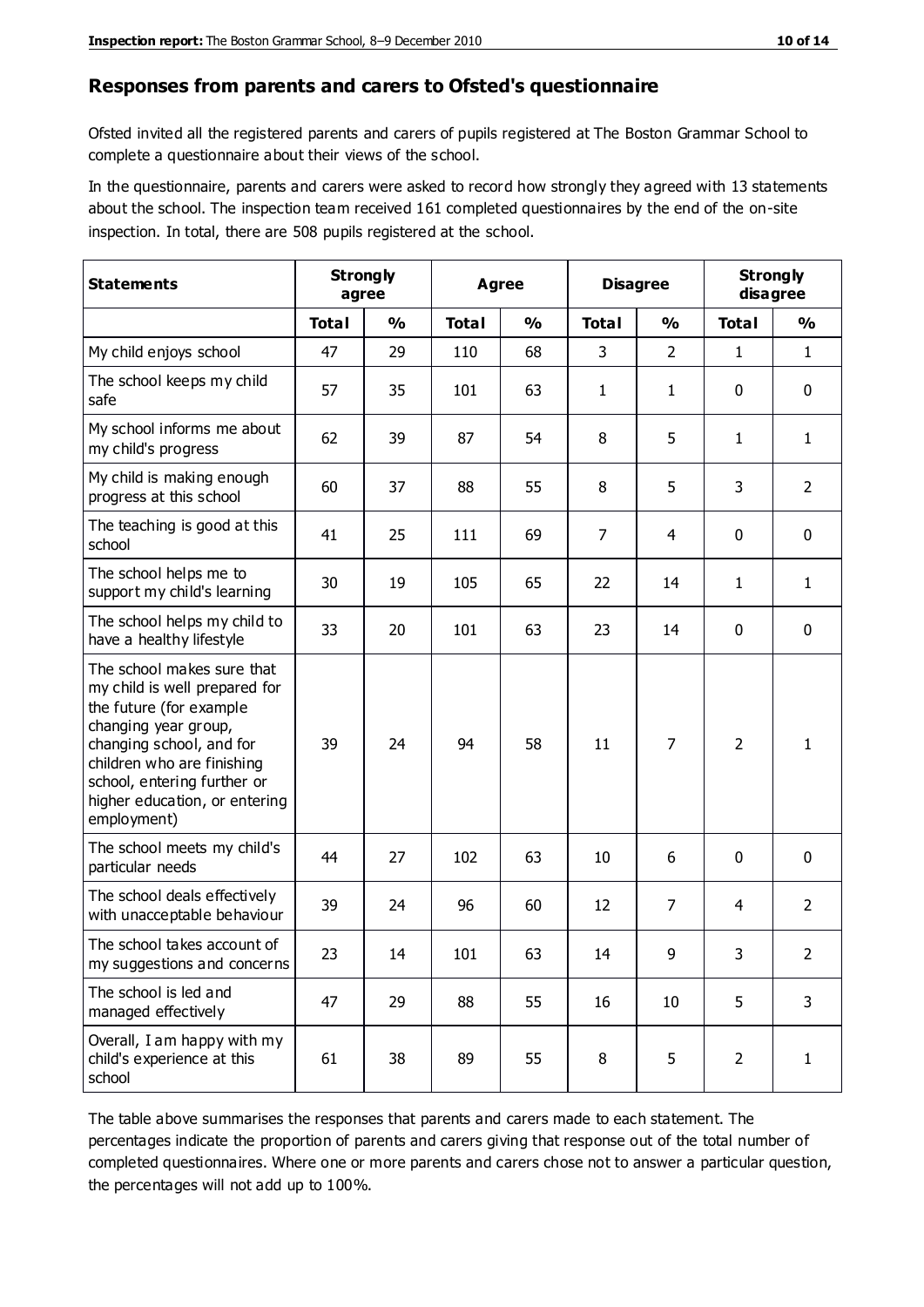## Responses from parents and carers to Ofsted's questionnaire

Ofsted invited all the registered parents and carers of pupils registered at The Boston Grammar School to complete a questionnaire about their views of the school.

In the questionnaire, parents and carers were asked to record how strongly they agreed with 13 statements about the school. The inspection team received 161 completed questionnaires by the end of the on-site inspection. In total, there are 508 pupils registered at the school.

| Statements | Strongly agree | | Agree | | Disagree | | Strongly disagree | |
|---|---|---|---|---|---|---|---|---|
| | Total | % | Total | % | Total | % | Total | % |
| My child enjoys school | 47 | 29 | 110 | 68 | 3 | 2 | 1 | 1 |
| The school keeps my child safe | 57 | 35 | 101 | 63 | 1 | 1 | 0 | 0 |
| My school informs me about my child's progress | 62 | 39 | 87 | 54 | 8 | 5 | 1 | 1 |
| My child is making enough progress at this school | 60 | 37 | 88 | 55 | 8 | 5 | 3 | 2 |
| The teaching is good at this school | 41 | 25 | 111 | 69 | 7 | 4 | 0 | 0 |
| The school helps me to support my child's learning | 30 | 19 | 105 | 65 | 22 | 14 | 1 | 1 |
| The school helps my child to have a healthy lifestyle | 33 | 20 | 101 | 63 | 23 | 14 | 0 | 0 |
| The school makes sure that my child is well prepared for the future (for example changing year group, changing school, and for children who are finishing school, entering further or higher education, or entering employment) | 39 | 24 | 94 | 58 | 11 | 7 | 2 | 1 |
| The school meets my child's particular needs | 44 | 27 | 102 | 63 | 10 | 6 | 0 | 0 |
| The school deals effectively with unacceptable behaviour | 39 | 24 | 96 | 60 | 12 | 7 | 4 | 2 |
| The school takes account of my suggestions and concerns | 23 | 14 | 101 | 63 | 14 | 9 | 3 | 2 |
| The school is led and managed effectively | 47 | 29 | 88 | 55 | 16 | 10 | 5 | 3 |
| Overall, I am happy with my child's experience at this school | 61 | 38 | 89 | 55 | 8 | 5 | 2 | 1 |

The table above summarises the responses that parents and carers made to each statement. The percentages indicate the proportion of parents and carers giving that response out of the total number of completed questionnaires. Where one or more parents and carers chose not to answer a particular question, the percentages will not add up to 100%.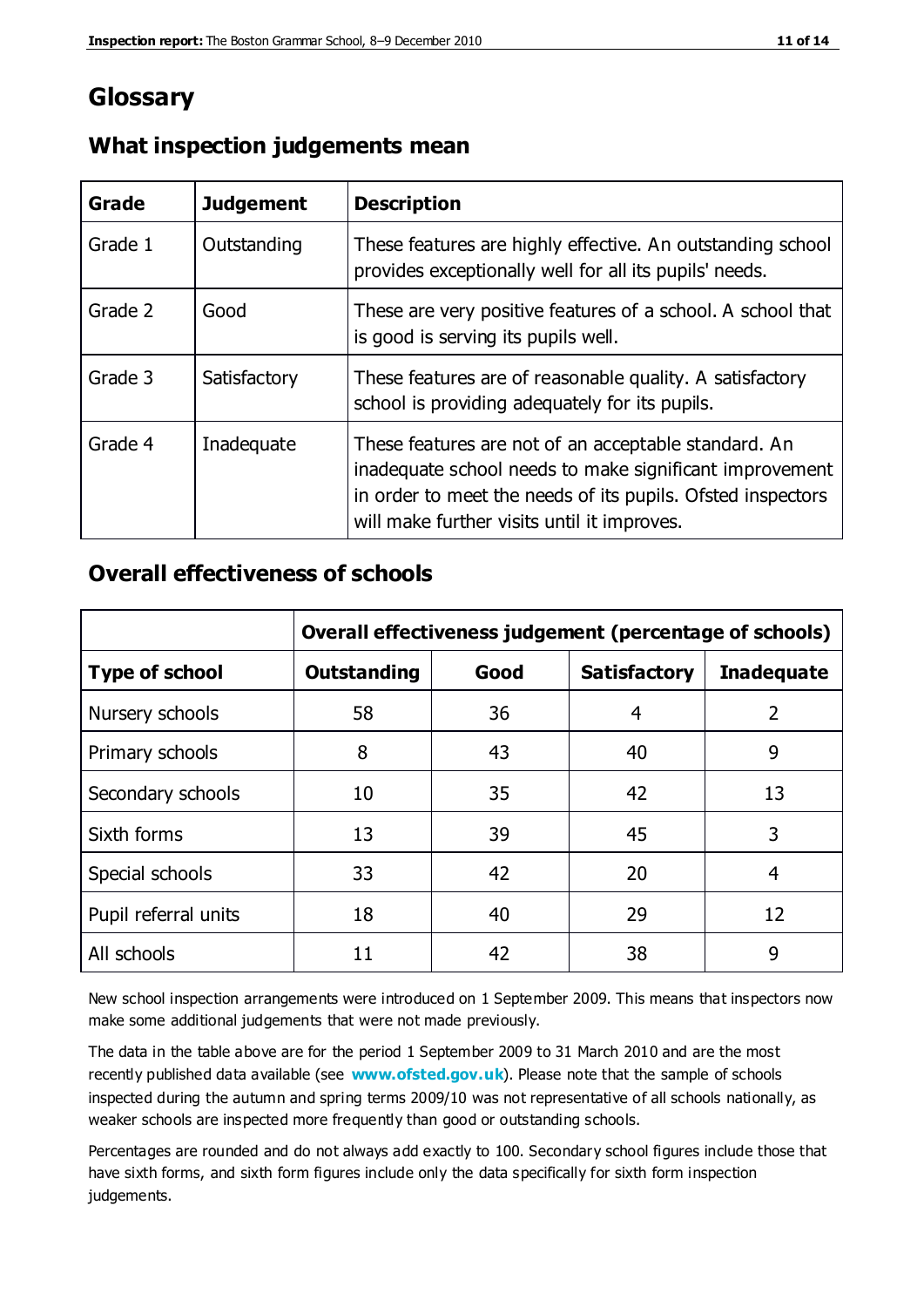# Glossary

## What inspection judgements mean

| Grade | Judgement | Description |
| --- | --- | --- |
| Grade 1 | Outstanding | These features are highly effective. An outstanding school provides exceptionally well for all its pupils' needs. |
| Grade 2 | Good | These are very positive features of a school. A school that is good is serving its pupils well. |
| Grade 3 | Satisfactory | These features are of reasonable quality. A satisfactory school is providing adequately for its pupils. |
| Grade 4 | Inadequate | These features are not of an acceptable standard. An inadequate school needs to make significant improvement in order to meet the needs of its pupils. Ofsted inspectors will make further visits until it improves. |

## Overall effectiveness of schools

| | Overall effectiveness judgement (percentage of schools) | | | |
| --- | --- | --- | --- | --- |
| **Type of school** | **Outstanding** | **Good** | **Satisfactory** | **Inadequate** |
| Nursery schools | 58 | 36 | 4 | 2 |
| Primary schools | 8 | 43 | 40 | 9 |
| Secondary schools | 10 | 35 | 42 | 13 |
| Sixth forms | 13 | 39 | 45 | 3 |
| Special schools | 33 | 42 | 20 | 4 |
| Pupil referral units | 18 | 40 | 29 | 12 |
| All schools | 11 | 42 | 38 | 9 |

New school inspection arrangements were introduced on 1 September 2009. This means that inspectors now make some additional judgements that were not made previously.

The data in the table above are for the period 1 September 2009 to 31 March 2010 and are the most recently published data available (see **www.ofsted.gov.uk**). Please note that the sample of schools inspected during the autumn and spring terms 2009/10 was not representative of all schools nationally, as weaker schools are inspected more frequently than good or outstanding schools.

Percentages are rounded and do not always add exactly to 100. Secondary school figures include those that have sixth forms, and sixth form figures include only the data specifically for sixth form inspection judgements.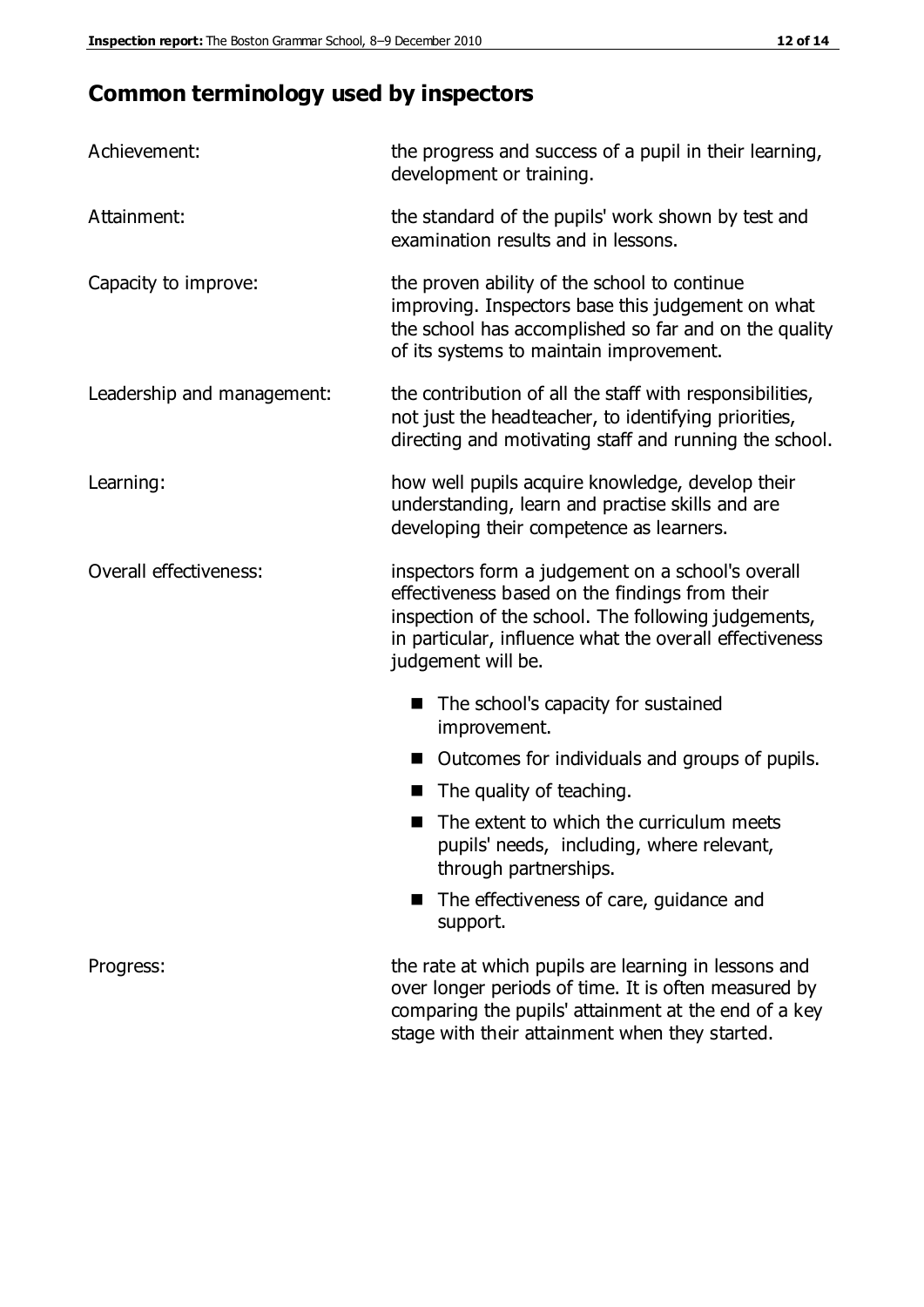## Common terminology used by inspectors

| | |
|---|---|
| Achievement: | the progress and success of a pupil in their learning, development or training. |
| Attainment: | the standard of the pupils' work shown by test and examination results and in lessons. |
| Capacity to improve: | the proven ability of the school to continue improving. Inspectors base this judgement on what the school has accomplished so far and on the quality of its systems to maintain improvement. |
| Leadership and management: | the contribution of all the staff with responsibilities, not just the headteacher, to identifying priorities, directing and motivating staff and running the school. |
| Learning: | how well pupils acquire knowledge, develop their understanding, learn and practise skills and are developing their competence as learners. |
| Overall effectiveness: | inspectors form a judgement on a school's overall effectiveness based on the findings from their inspection of the school. The following judgements, in particular, influence what the overall effectiveness judgement will be. <br>■ The school's capacity for sustained improvement. <br>■ Outcomes for individuals and groups of pupils. <br>■ The quality of teaching. <br>■ The extent to which the curriculum meets pupils' needs, including, where relevant, through partnerships. <br>■ The effectiveness of care, guidance and support. |
| Progress: | the rate at which pupils are learning in lessons and over longer periods of time. It is often measured by comparing the pupils' attainment at the end of a key stage with their attainment when they started. |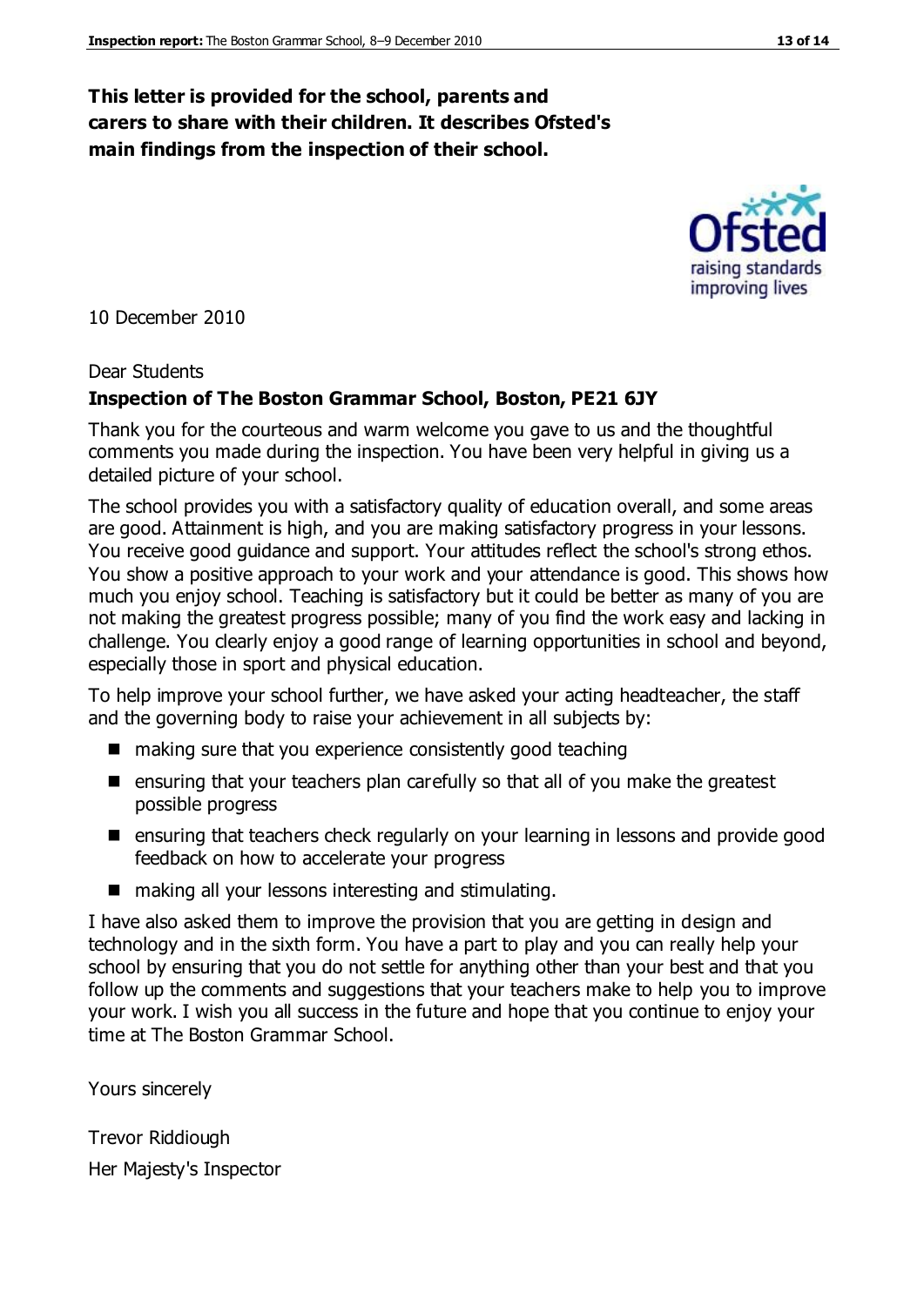**This letter is provided for the school, parents and carers to share with their children. It describes Ofsted's main findings from the inspection of their school.**

10 December 2010

Dear Students

**Inspection of The Boston Grammar School, Boston, PE21 6JY**

Thank you for the courteous and warm welcome you gave to us and the thoughtful comments you made during the inspection. You have been very helpful in giving us a detailed picture of your school.

The school provides you with a satisfactory quality of education overall, and some areas are good. Attainment is high, and you are making satisfactory progress in your lessons. You receive good guidance and support. Your attitudes reflect the school's strong ethos. You show a positive approach to your work and your attendance is good. This shows how much you enjoy school. Teaching is satisfactory but it could be better as many of you are not making the greatest progress possible; many of you find the work easy and lacking in challenge. You clearly enjoy a good range of learning opportunities in school and beyond, especially those in sport and physical education.

To help improve your school further, we have asked your acting headteacher, the staff and the governing body to raise your achievement in all subjects by:

- making sure that you experience consistently good teaching
- ensuring that your teachers plan carefully so that all of you make the greatest possible progress
- ensuring that teachers check regularly on your learning in lessons and provide good feedback on how to accelerate your progress
- making all your lessons interesting and stimulating.

I have also asked them to improve the provision that you are getting in design and technology and in the sixth form. You have a part to play and you can really help your school by ensuring that you do not settle for anything other than your best and that you follow up the comments and suggestions that your teachers make to help you to improve your work. I wish you all success in the future and hope that you continue to enjoy your time at The Boston Grammar School.

Yours sincerely

Trevor Riddiough

Her Majesty's Inspector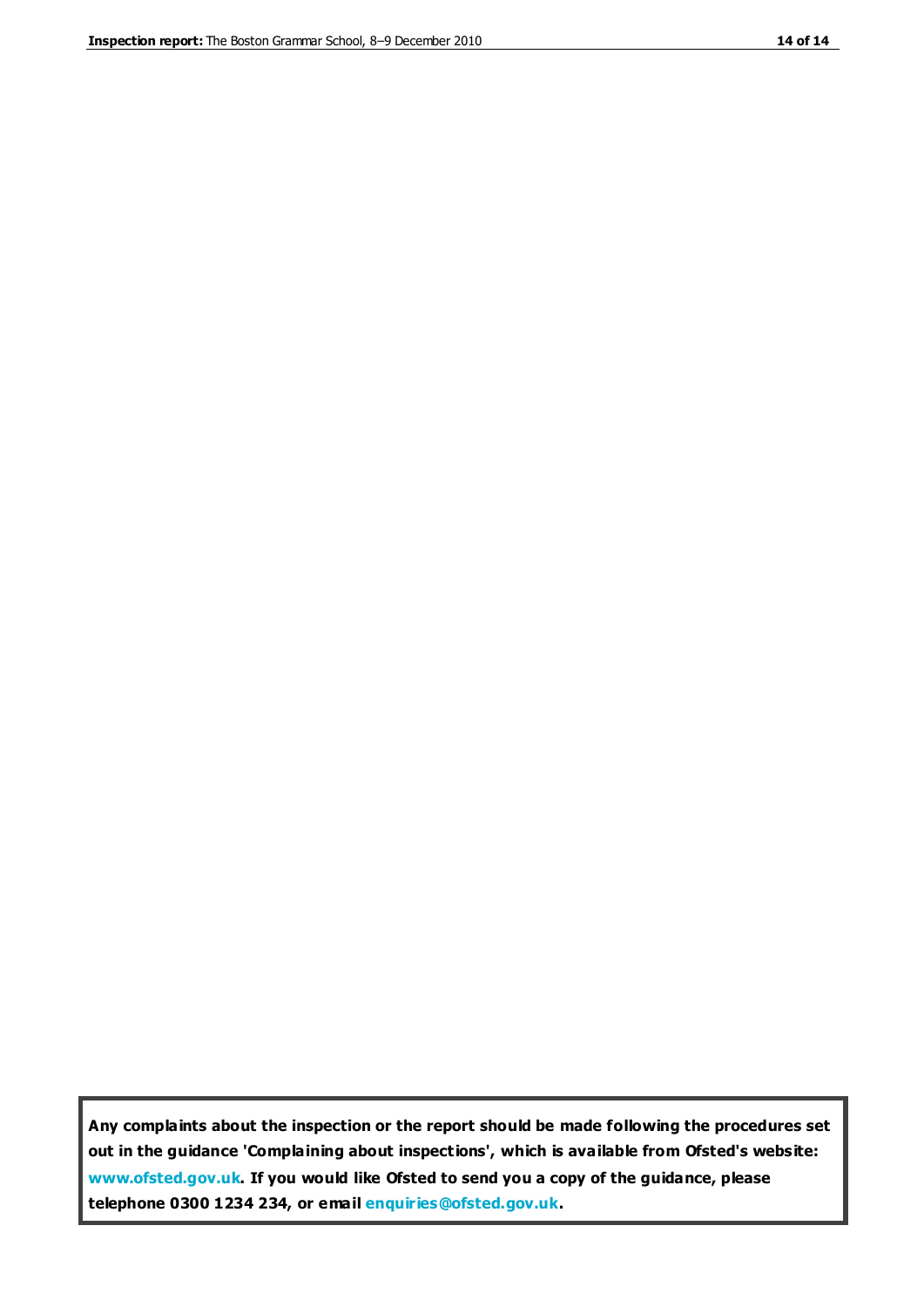**Any complaints about the inspection or the report should be made following the procedures set out in the guidance 'Complaining about inspections', which is available from Ofsted's website: www.ofsted.gov.uk. If you would like Ofsted to send you a copy of the guidance, please telephone 0300 1234 234, or email enquiries@ofsted.gov.uk.**